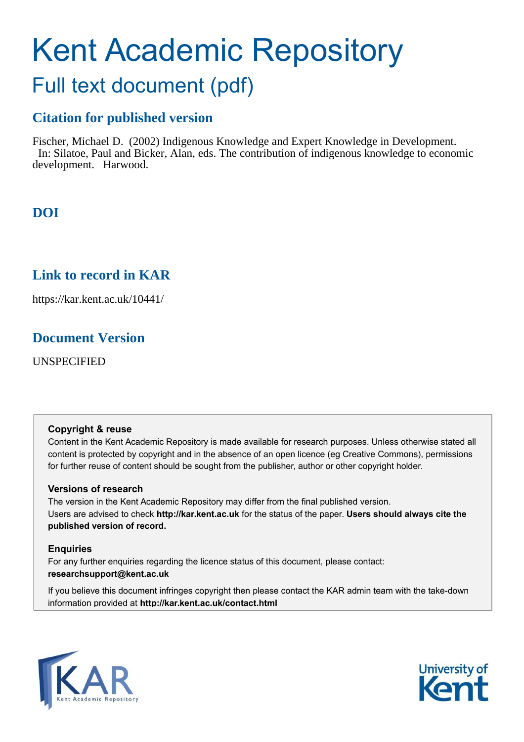# Kent Academic Repository

## Full text document (pdf)

## Citation for published version

Fischer, Michael D. (2002) Indigenous Knowledge and Expert Knowledge in Development. In: Silatoe, Paul and Bicker, Alan, eds. The contribution of indigenous knowledge to economic development. Harwood.

## DOI

## Link to record in KAR

https://kar.kent.ac.uk/10441/

## Document Version

UNSPECIFIED

### Copyright & reuse

Content in the Kent Academic Repository is made available for research purposes. Unless otherwise stated all content is protected by copyright and in the absence of an open licence (eg Creative Commons), permissions for further reuse of content should be sought from the publisher, author or other copyright holder.

### Versions of research

The version in the Kent Academic Repository may differ from the final published version. Users are advised to check **http://kar.kent.ac.uk** for the status of the paper. **Users should always cite the published version of record.**

### Enquiries

For any further enquiries regarding the licence status of this document, please contact: **researchsupport@kent.ac.uk**

If you believe this document infringes copyright then please contact the KAR admin team with the take-down information provided at **http://kar.kent.ac.uk/contact.html**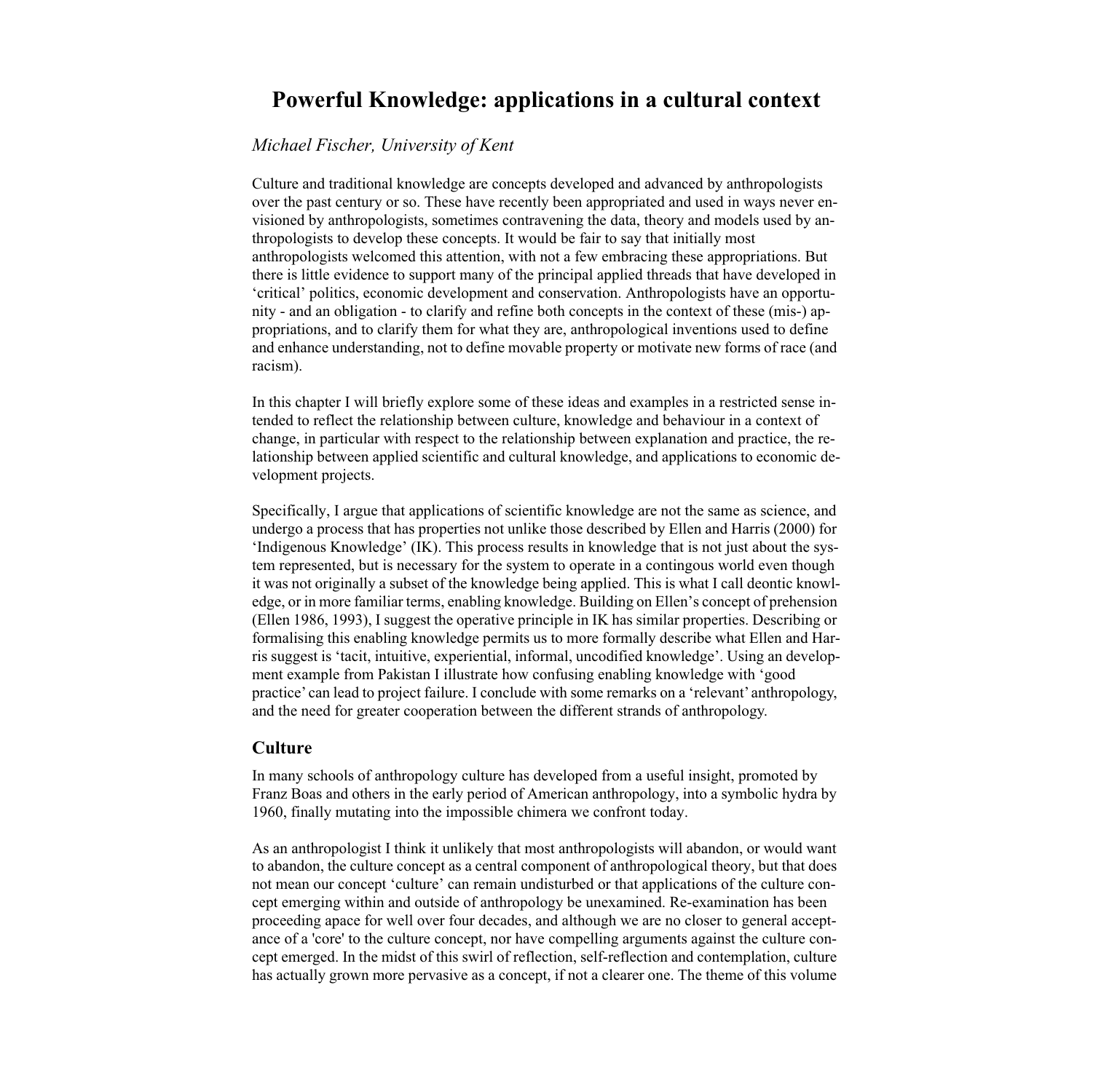# Powerful Knowledge: applications in a cultural context

*Michael Fischer, University of Kent*

Culture and traditional knowledge are concepts developed and advanced by anthropologists over the past century or so. These have recently been appropriated and used in ways never envisioned by anthropologists, sometimes contravening the data, theory and models used by anthropologists to develop these concepts. It would be fair to say that initially most anthropologists welcomed this attention, with not a few embracing these appropriations. But there is little evidence to support many of the principal applied threads that have developed in 'critical' politics, economic development and conservation. Anthropologists have an opportunity - and an obligation - to clarify and refine both concepts in the context of these (mis-) appropriations, and to clarify them for what they are, anthropological inventions used to define and enhance understanding, not to define movable property or motivate new forms of race (and racism).

In this chapter I will briefly explore some of these ideas and examples in a restricted sense intended to reflect the relationship between culture, knowledge and behaviour in a context of change, in particular with respect to the relationship between explanation and practice, the relationship between applied scientific and cultural knowledge, and applications to economic development projects.

Specifically, I argue that applications of scientific knowledge are not the same as science, and undergo a process that has properties not unlike those described by Ellen and Harris (2000) for 'Indigenous Knowledge' (IK). This process results in knowledge that is not just about the system represented, but is necessary for the system to operate in a contingous world even though it was not originally a subset of the knowledge being applied. This is what I call deontic knowledge, or in more familiar terms, enabling knowledge. Building on Ellen's concept of prehension (Ellen 1986, 1993), I suggest the operative principle in IK has similar properties. Describing or formalising this enabling knowledge permits us to more formally describe what Ellen and Harris suggest is 'tacit, intuitive, experiential, informal, uncodified knowledge'. Using an development example from Pakistan I illustrate how confusing enabling knowledge with 'good practice' can lead to project failure. I conclude with some remarks on a 'relevant' anthropology, and the need for greater cooperation between the different strands of anthropology.

## Culture

In many schools of anthropology culture has developed from a useful insight, promoted by Franz Boas and others in the early period of American anthropology, into a symbolic hydra by 1960, finally mutating into the impossible chimera we confront today.

As an anthropologist I think it unlikely that most anthropologists will abandon, or would want to abandon, the culture concept as a central component of anthropological theory, but that does not mean our concept 'culture' can remain undisturbed or that applications of the culture concept emerging within and outside of anthropology be unexamined. Re-examination has been proceeding apace for well over four decades, and although we are no closer to general acceptance of a 'core' to the culture concept, nor have compelling arguments against the culture concept emerged. In the midst of this swirl of reflection, self-reflection and contemplation, culture has actually grown more pervasive as a concept, if not a clearer one. The theme of this volume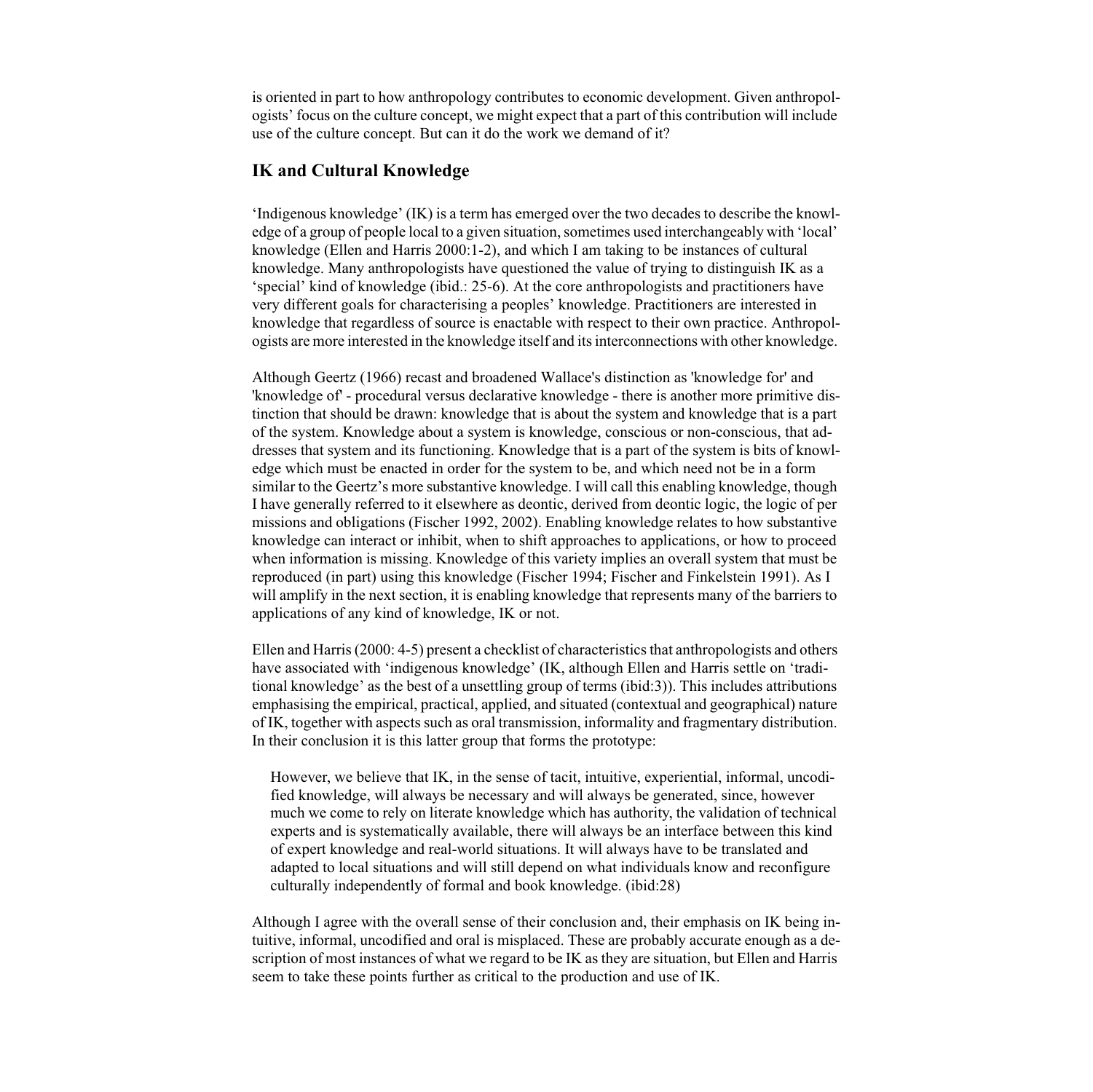is oriented in part to how anthropology contributes to economic development. Given anthropologists' focus on the culture concept, we might expect that a part of this contribution will include use of the culture concept. But can it do the work we demand of it?

## IK and Cultural Knowledge

'Indigenous knowledge' (IK) is a term has emerged over the two decades to describe the knowledge of a group of people local to a given situation, sometimes used interchangeably with 'local' knowledge (Ellen and Harris 2000:1-2), and which I am taking to be instances of cultural knowledge. Many anthropologists have questioned the value of trying to distinguish IK as a 'special' kind of knowledge (ibid.: 25-6). At the core anthropologists and practitioners have very different goals for characterising a peoples' knowledge. Practitioners are interested in knowledge that regardless of source is enactable with respect to their own practice. Anthropologists are more interested in the knowledge itself and its interconnections with other knowledge.

Although Geertz (1966) recast and broadened Wallace's distinction as 'knowledge for' and 'knowledge of' - procedural versus declarative knowledge - there is another more primitive distinction that should be drawn: knowledge that is about the system and knowledge that is a part of the system. Knowledge about a system is knowledge, conscious or non-conscious, that addresses that system and its functioning. Knowledge that is a part of the system is bits of knowledge which must be enacted in order for the system to be, and which need not be in a form similar to the Geertz's more substantive knowledge. I will call this enabling knowledge, though I have generally referred to it elsewhere as deontic, derived from deontic logic, the logic of per missions and obligations (Fischer 1992, 2002). Enabling knowledge relates to how substantive knowledge can interact or inhibit, when to shift approaches to applications, or how to proceed when information is missing. Knowledge of this variety implies an overall system that must be reproduced (in part) using this knowledge (Fischer 1994; Fischer and Finkelstein 1991). As I will amplify in the next section, it is enabling knowledge that represents many of the barriers to applications of any kind of knowledge, IK or not.

Ellen and Harris (2000: 4-5) present a checklist of characteristics that anthropologists and others have associated with 'indigenous knowledge' (IK, although Ellen and Harris settle on 'traditional knowledge' as the best of a unsettling group of terms (ibid:3)). This includes attributions emphasising the empirical, practical, applied, and situated (contextual and geographical) nature of IK, together with aspects such as oral transmission, informality and fragmentary distribution. In their conclusion it is this latter group that forms the prototype:

> However, we believe that IK, in the sense of tacit, intuitive, experiential, informal, uncodified knowledge, will always be necessary and will always be generated, since, however much we come to rely on literate knowledge which has authority, the validation of technical experts and is systematically available, there will always be an interface between this kind of expert knowledge and real-world situations. It will always have to be translated and adapted to local situations and will still depend on what individuals know and reconfigure culturally independently of formal and book knowledge. (ibid:28)

Although I agree with the overall sense of their conclusion and, their emphasis on IK being intuitive, informal, uncodified and oral is misplaced. These are probably accurate enough as a description of most instances of what we regard to be IK as they are situation, but Ellen and Harris seem to take these points further as critical to the production and use of IK.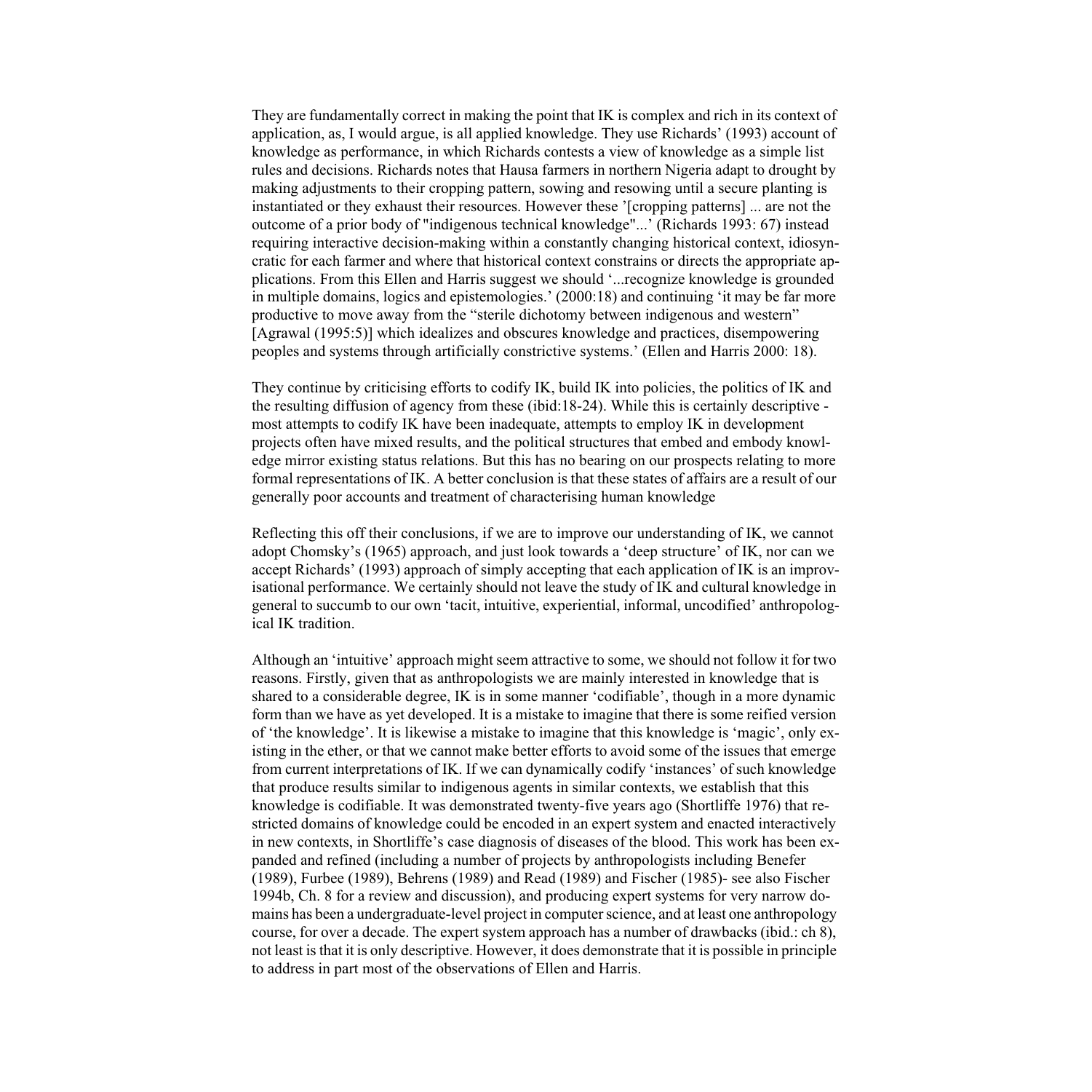They are fundamentally correct in making the point that IK is complex and rich in its context of application, as, I would argue, is all applied knowledge. They use Richards' (1993) account of knowledge as performance, in which Richards contests a view of knowledge as a simple list rules and decisions. Richards notes that Hausa farmers in northern Nigeria adapt to drought by making adjustments to their cropping pattern, sowing and resowing until a secure planting is instantiated or they exhaust their resources. However these '[cropping patterns] ... are not the outcome of a prior body of "indigenous technical knowledge"...' (Richards 1993: 67) instead requiring interactive decision-making within a constantly changing historical context, idiosyncratic for each farmer and where that historical context constrains or directs the appropriate applications. From this Ellen and Harris suggest we should '...recognize knowledge is grounded in multiple domains, logics and epistemologies.' (2000:18) and continuing 'it may be far more productive to move away from the "sterile dichotomy between indigenous and western" [Agrawal (1995:5)] which idealizes and obscures knowledge and practices, disempowering peoples and systems through artificially constrictive systems.' (Ellen and Harris 2000: 18).

They continue by criticising efforts to codify IK, build IK into policies, the politics of IK and the resulting diffusion of agency from these (ibid:18-24). While this is certainly descriptive - most attempts to codify IK have been inadequate, attempts to employ IK in development projects often have mixed results, and the political structures that embed and embody knowledge mirror existing status relations. But this has no bearing on our prospects relating to more formal representations of IK. A better conclusion is that these states of affairs are a result of our generally poor accounts and treatment of characterising human knowledge

Reflecting this off their conclusions, if we are to improve our understanding of IK, we cannot adopt Chomsky's (1965) approach, and just look towards a 'deep structure' of IK, nor can we accept Richards' (1993) approach of simply accepting that each application of IK is an improvisational performance. We certainly should not leave the study of IK and cultural knowledge in general to succumb to our own 'tacit, intuitive, experiential, informal, uncodified' anthropological IK tradition.

Although an 'intuitive' approach might seem attractive to some, we should not follow it for two reasons. Firstly, given that as anthropologists we are mainly interested in knowledge that is shared to a considerable degree, IK is in some manner 'codifiable', though in a more dynamic form than we have as yet developed. It is a mistake to imagine that there is some reified version of 'the knowledge'. It is likewise a mistake to imagine that this knowledge is 'magic', only existing in the ether, or that we cannot make better efforts to avoid some of the issues that emerge from current interpretations of IK. If we can dynamically codify 'instances' of such knowledge that produce results similar to indigenous agents in similar contexts, we establish that this knowledge is codifiable. It was demonstrated twenty-five years ago (Shortliffe 1976) that restricted domains of knowledge could be encoded in an expert system and enacted interactively in new contexts, in Shortliffe's case diagnosis of diseases of the blood. This work has been expanded and refined (including a number of projects by anthropologists including Benefer (1989), Furbee (1989), Behrens (1989) and Read (1989) and Fischer (1985)- see also Fischer 1994b, Ch. 8 for a review and discussion), and producing expert systems for very narrow domains has been a undergraduate-level project in computer science, and at least one anthropology course, for over a decade. The expert system approach has a number of drawbacks (ibid.: ch 8), not least is that it is only descriptive. However, it does demonstrate that it is possible in principle to address in part most of the observations of Ellen and Harris.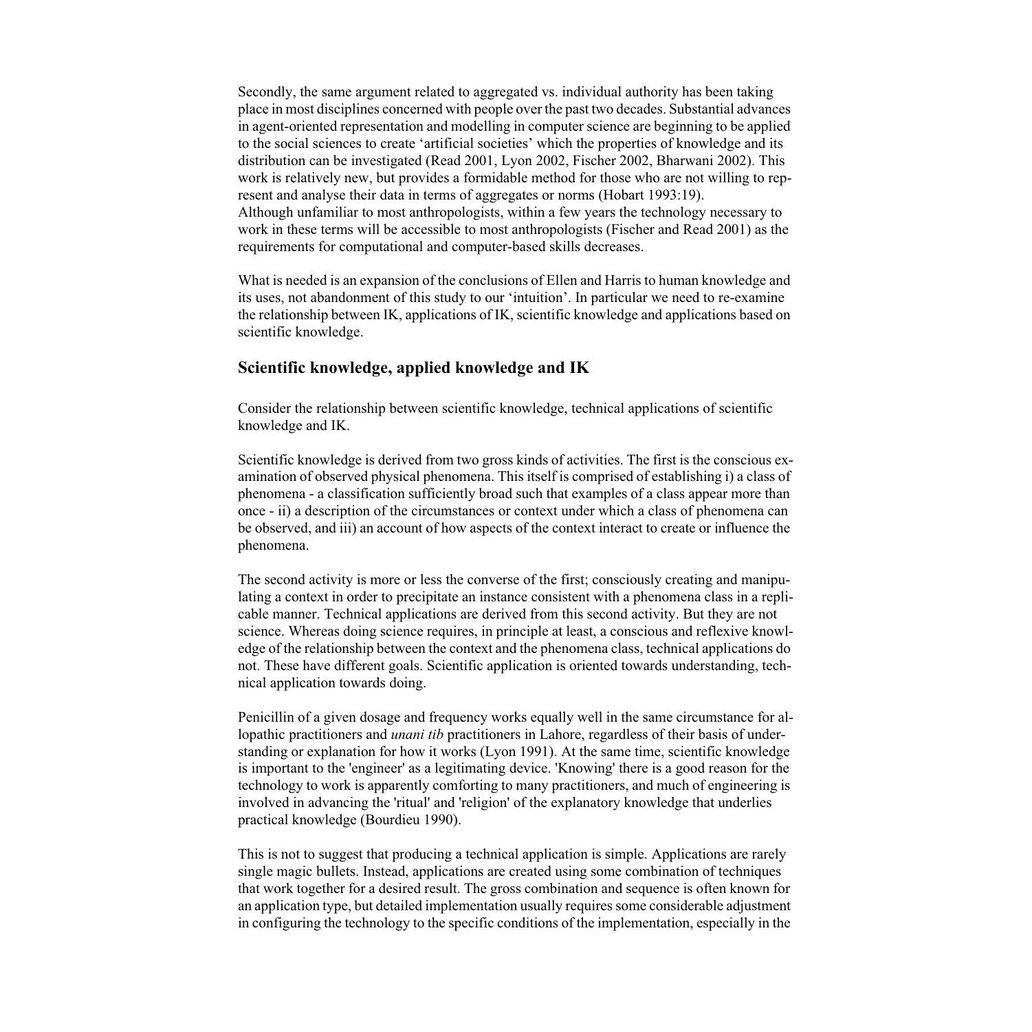Secondly, the same argument related to aggregated vs. individual authority has been taking place in most disciplines concerned with people over the past two decades. Substantial advances in agent-oriented representation and modelling in computer science are beginning to be applied to the social sciences to create 'artificial societies' which the properties of knowledge and its distribution can be investigated (Read 2001, Lyon 2002, Fischer 2002, Bharwani 2002). This work is relatively new, but provides a formidable method for those who are not willing to represent and analyse their data in terms of aggregates or norms (Hobart 1993:19). Although unfamiliar to most anthropologists, within a few years the technology necessary to work in these terms will be accessible to most anthropologists (Fischer and Read 2001) as the requirements for computational and computer-based skills decreases.

What is needed is an expansion of the conclusions of Ellen and Harris to human knowledge and its uses, not abandonment of this study to our 'intuition'. In particular we need to re-examine the relationship between IK, applications of IK, scientific knowledge and applications based on scientific knowledge.

## Scientific knowledge, applied knowledge and IK

Consider the relationship between scientific knowledge, technical applications of scientific knowledge and IK.

Scientific knowledge is derived from two gross kinds of activities. The first is the conscious examination of observed physical phenomena. This itself is comprised of establishing i) a class of phenomena - a classification sufficiently broad such that examples of a class appear more than once - ii) a description of the circumstances or context under which a class of phenomena can be observed, and iii) an account of how aspects of the context interact to create or influence the phenomena.

The second activity is more or less the converse of the first; consciously creating and manipulating a context in order to precipitate an instance consistent with a phenomena class in a replicable manner. Technical applications are derived from this second activity. But they are not science. Whereas doing science requires, in principle at least, a conscious and reflexive knowledge of the relationship between the context and the phenomena class, technical applications do not. These have different goals. Scientific application is oriented towards understanding, technical application towards doing.

Penicillin of a given dosage and frequency works equally well in the same circumstance for allopathic practitioners and *unani tib* practitioners in Lahore, regardless of their basis of understanding or explanation for how it works (Lyon 1991). At the same time, scientific knowledge is important to the 'engineer' as a legitimating device. 'Knowing' there is a good reason for the technology to work is apparently comforting to many practitioners, and much of engineering is involved in advancing the 'ritual' and 'religion' of the explanatory knowledge that underlies practical knowledge (Bourdieu 1990).

This is not to suggest that producing a technical application is simple. Applications are rarely single magic bullets. Instead, applications are created using some combination of techniques that work together for a desired result. The gross combination and sequence is often known for an application type, but detailed implementation usually requires some considerable adjustment in configuring the technology to the specific conditions of the implementation, especially in the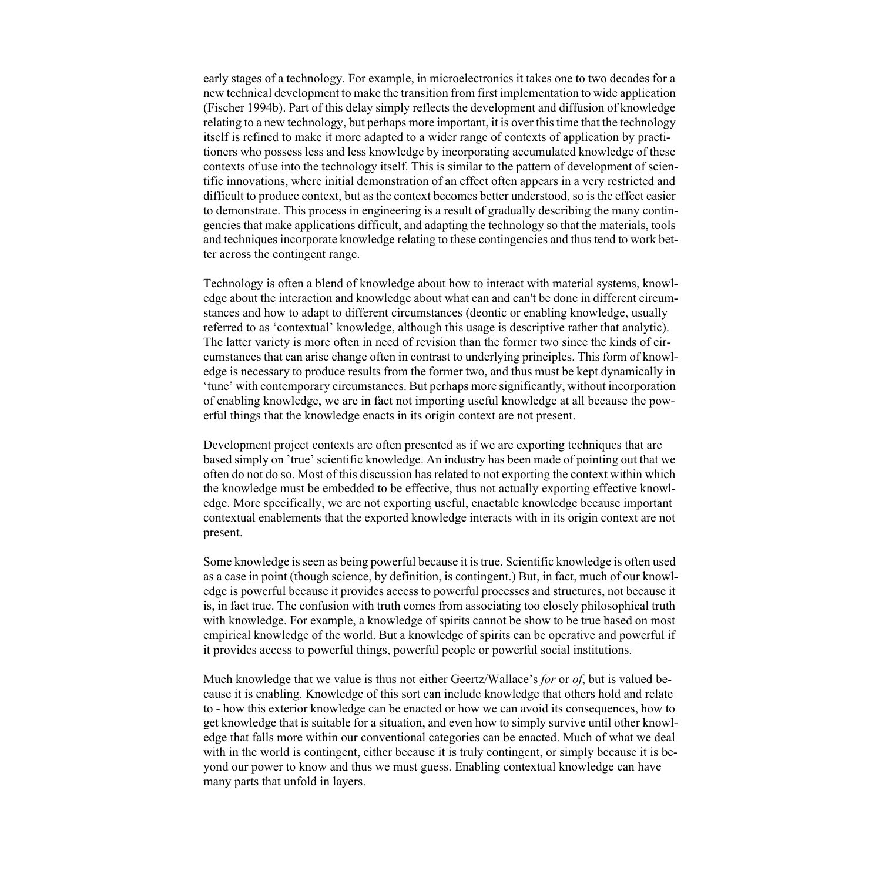early stages of a technology. For example, in microelectronics it takes one to two decades for a new technical development to make the transition from first implementation to wide application (Fischer 1994b). Part of this delay simply reflects the development and diffusion of knowledge relating to a new technology, but perhaps more important, it is over this time that the technology itself is refined to make it more adapted to a wider range of contexts of application by practitioners who possess less and less knowledge by incorporating accumulated knowledge of these contexts of use into the technology itself. This is similar to the pattern of development of scientific innovations, where initial demonstration of an effect often appears in a very restricted and difficult to produce context, but as the context becomes better understood, so is the effect easier to demonstrate. This process in engineering is a result of gradually describing the many contingencies that make applications difficult, and adapting the technology so that the materials, tools and techniques incorporate knowledge relating to these contingencies and thus tend to work better across the contingent range.

Technology is often a blend of knowledge about how to interact with material systems, knowledge about the interaction and knowledge about what can and can't be done in different circumstances and how to adapt to different circumstances (deontic or enabling knowledge, usually referred to as 'contextual' knowledge, although this usage is descriptive rather that analytic). The latter variety is more often in need of revision than the former two since the kinds of circumstances that can arise change often in contrast to underlying principles. This form of knowledge is necessary to produce results from the former two, and thus must be kept dynamically in 'tune' with contemporary circumstances. But perhaps more significantly, without incorporation of enabling knowledge, we are in fact not importing useful knowledge at all because the powerful things that the knowledge enacts in its origin context are not present.

Development project contexts are often presented as if we are exporting techniques that are based simply on 'true' scientific knowledge. An industry has been made of pointing out that we often do not do so. Most of this discussion has related to not exporting the context within which the knowledge must be embedded to be effective, thus not actually exporting effective knowledge. More specifically, we are not exporting useful, enactable knowledge because important contextual enablements that the exported knowledge interacts with in its origin context are not present.

Some knowledge is seen as being powerful because it is true. Scientific knowledge is often used as a case in point (though science, by definition, is contingent.) But, in fact, much of our knowledge is powerful because it provides access to powerful processes and structures, not because it is, in fact true. The confusion with truth comes from associating too closely philosophical truth with knowledge. For example, a knowledge of spirits cannot be show to be true based on most empirical knowledge of the world. But a knowledge of spirits can be operative and powerful if it provides access to powerful things, powerful people or powerful social institutions.

Much knowledge that we value is thus not either Geertz/Wallace's *for* or *of*, but is valued because it is enabling. Knowledge of this sort can include knowledge that others hold and relate to - how this exterior knowledge can be enacted or how we can avoid its consequences, how to get knowledge that is suitable for a situation, and even how to simply survive until other knowledge that falls more within our conventional categories can be enacted. Much of what we deal with in the world is contingent, either because it is truly contingent, or simply because it is beyond our power to know and thus we must guess. Enabling contextual knowledge can have many parts that unfold in layers.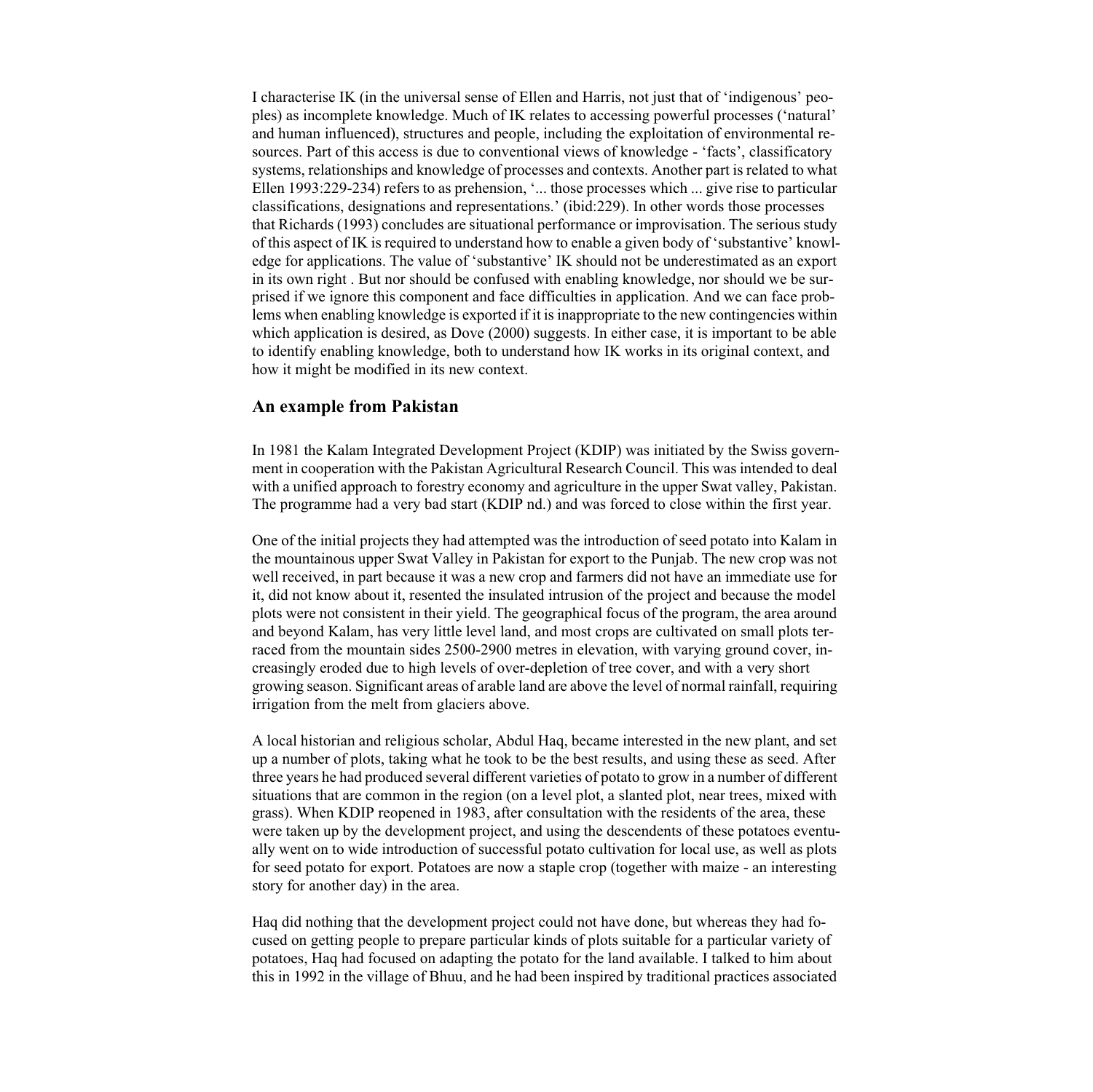I characterise IK (in the universal sense of Ellen and Harris, not just that of 'indigenous' peoples) as incomplete knowledge. Much of IK relates to accessing powerful processes ('natural' and human influenced), structures and people, including the exploitation of environmental resources. Part of this access is due to conventional views of knowledge - 'facts', classificatory systems, relationships and knowledge of processes and contexts. Another part is related to what Ellen 1993:229-234) refers to as prehension, '... those processes which ... give rise to particular classifications, designations and representations.' (ibid:229). In other words those processes that Richards (1993) concludes are situational performance or improvisation. The serious study of this aspect of IK is required to understand how to enable a given body of 'substantive' knowledge for applications. The value of 'substantive' IK should not be underestimated as an export in its own right . But nor should be confused with enabling knowledge, nor should we be surprised if we ignore this component and face difficulties in application. And we can face problems when enabling knowledge is exported if it is inappropriate to the new contingencies within which application is desired, as Dove (2000) suggests. In either case, it is important to be able to identify enabling knowledge, both to understand how IK works in its original context, and how it might be modified in its new context.

## An example from Pakistan

In 1981 the Kalam Integrated Development Project (KDIP) was initiated by the Swiss government in cooperation with the Pakistan Agricultural Research Council. This was intended to deal with a unified approach to forestry economy and agriculture in the upper Swat valley, Pakistan. The programme had a very bad start (KDIP nd.) and was forced to close within the first year.

One of the initial projects they had attempted was the introduction of seed potato into Kalam in the mountainous upper Swat Valley in Pakistan for export to the Punjab. The new crop was not well received, in part because it was a new crop and farmers did not have an immediate use for it, did not know about it, resented the insulated intrusion of the project and because the model plots were not consistent in their yield. The geographical focus of the program, the area around and beyond Kalam, has very little level land, and most crops are cultivated on small plots terraced from the mountain sides 2500-2900 metres in elevation, with varying ground cover, increasingly eroded due to high levels of over-depletion of tree cover, and with a very short growing season. Significant areas of arable land are above the level of normal rainfall, requiring irrigation from the melt from glaciers above.

A local historian and religious scholar, Abdul Haq, became interested in the new plant, and set up a number of plots, taking what he took to be the best results, and using these as seed. After three years he had produced several different varieties of potato to grow in a number of different situations that are common in the region (on a level plot, a slanted plot, near trees, mixed with grass). When KDIP reopened in 1983, after consultation with the residents of the area, these were taken up by the development project, and using the descendents of these potatoes eventually went on to wide introduction of successful potato cultivation for local use, as well as plots for seed potato for export. Potatoes are now a staple crop (together with maize - an interesting story for another day) in the area.

Haq did nothing that the development project could not have done, but whereas they had focused on getting people to prepare particular kinds of plots suitable for a particular variety of potatoes, Haq had focused on adapting the potato for the land available. I talked to him about this in 1992 in the village of Bhuu, and he had been inspired by traditional practices associated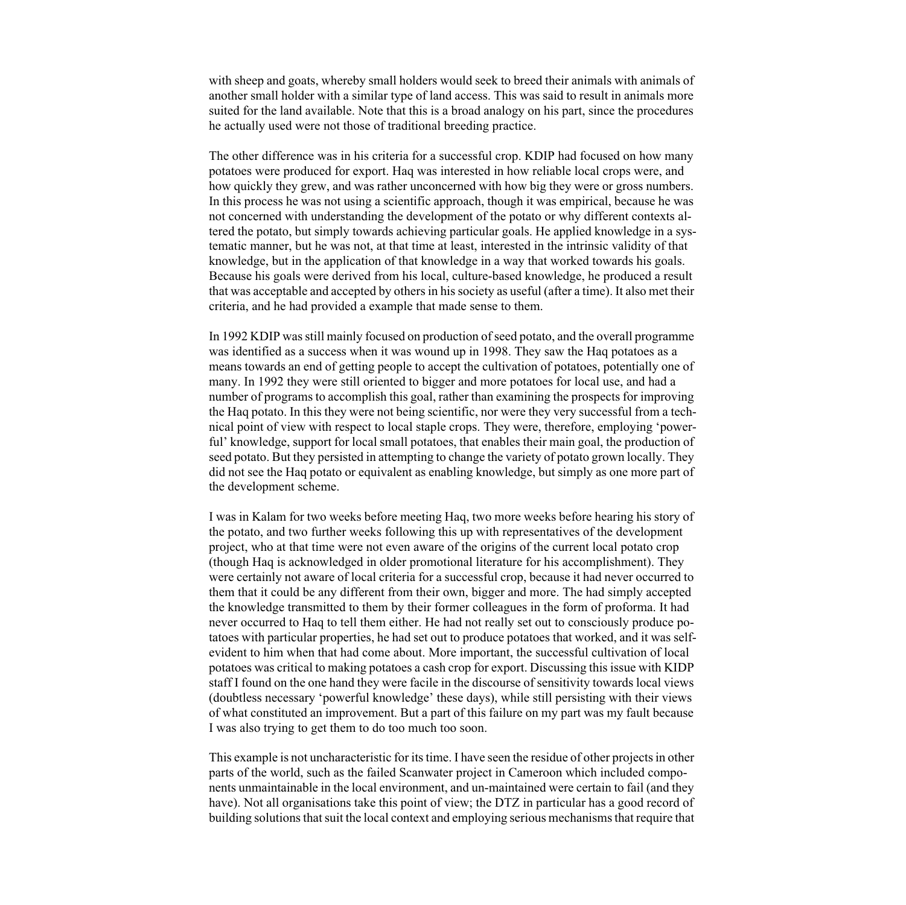with sheep and goats, whereby small holders would seek to breed their animals with animals of another small holder with a similar type of land access. This was said to result in animals more suited for the land available. Note that this is a broad analogy on his part, since the procedures he actually used were not those of traditional breeding practice.

The other difference was in his criteria for a successful crop. KDIP had focused on how many potatoes were produced for export. Haq was interested in how reliable local crops were, and how quickly they grew, and was rather unconcerned with how big they were or gross numbers. In this process he was not using a scientific approach, though it was empirical, because he was not concerned with understanding the development of the potato or why different contexts altered the potato, but simply towards achieving particular goals. He applied knowledge in a systematic manner, but he was not, at that time at least, interested in the intrinsic validity of that knowledge, but in the application of that knowledge in a way that worked towards his goals. Because his goals were derived from his local, culture-based knowledge, he produced a result that was acceptable and accepted by others in his society as useful (after a time). It also met their criteria, and he had provided a example that made sense to them.

In 1992 KDIP was still mainly focused on production of seed potato, and the overall programme was identified as a success when it was wound up in 1998. They saw the Haq potatoes as a means towards an end of getting people to accept the cultivation of potatoes, potentially one of many. In 1992 they were still oriented to bigger and more potatoes for local use, and had a number of programs to accomplish this goal, rather than examining the prospects for improving the Haq potato. In this they were not being scientific, nor were they very successful from a technical point of view with respect to local staple crops. They were, therefore, employing 'powerful' knowledge, support for local small potatoes, that enables their main goal, the production of seed potato. But they persisted in attempting to change the variety of potato grown locally. They did not see the Haq potato or equivalent as enabling knowledge, but simply as one more part of the development scheme.

I was in Kalam for two weeks before meeting Haq, two more weeks before hearing his story of the potato, and two further weeks following this up with representatives of the development project, who at that time were not even aware of the origins of the current local potato crop (though Haq is acknowledged in older promotional literature for his accomplishment). They were certainly not aware of local criteria for a successful crop, because it had never occurred to them that it could be any different from their own, bigger and more. The had simply accepted the knowledge transmitted to them by their former colleagues in the form of proforma. It had never occurred to Haq to tell them either. He had not really set out to consciously produce potatoes with particular properties, he had set out to produce potatoes that worked, and it was self-evident to him when that had come about. More important, the successful cultivation of local potatoes was critical to making potatoes a cash crop for export. Discussing this issue with KIDP staff I found on the one hand they were facile in the discourse of sensitivity towards local views (doubtless necessary 'powerful knowledge' these days), while still persisting with their views of what constituted an improvement. But a part of this failure on my part was my fault because I was also trying to get them to do too much too soon.

This example is not uncharacteristic for its time. I have seen the residue of other projects in other parts of the world, such as the failed Scanwater project in Cameroon which included components unmaintainable in the local environment, and un-maintained were certain to fail (and they have). Not all organisations take this point of view; the DTZ in particular has a good record of building solutions that suit the local context and employing serious mechanisms that require that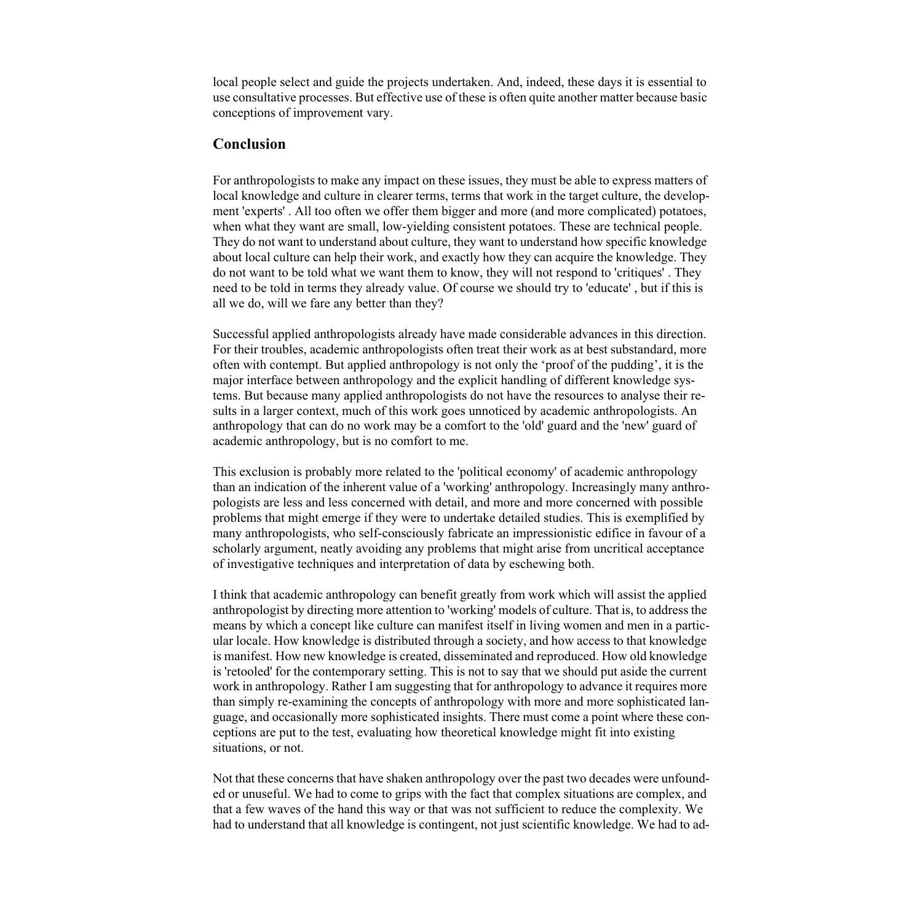local people select and guide the projects undertaken. And, indeed, these days it is essential to use consultative processes. But effective use of these is often quite another matter because basic conceptions of improvement vary.

## Conclusion

For anthropologists to make any impact on these issues, they must be able to express matters of local knowledge and culture in clearer terms, terms that work in the target culture, the development 'experts' . All too often we offer them bigger and more (and more complicated) potatoes, when what they want are small, low-yielding consistent potatoes. These are technical people. They do not want to understand about culture, they want to understand how specific knowledge about local culture can help their work, and exactly how they can acquire the knowledge. They do not want to be told what we want them to know, they will not respond to 'critiques' . They need to be told in terms they already value. Of course we should try to 'educate' , but if this is all we do, will we fare any better than they?

Successful applied anthropologists already have made considerable advances in this direction. For their troubles, academic anthropologists often treat their work as at best substandard, more often with contempt. But applied anthropology is not only the 'proof of the pudding', it is the major interface between anthropology and the explicit handling of different knowledge systems. But because many applied anthropologists do not have the resources to analyse their results in a larger context, much of this work goes unnoticed by academic anthropologists. An anthropology that can do no work may be a comfort to the 'old' guard and the 'new' guard of academic anthropology, but is no comfort to me.

This exclusion is probably more related to the 'political economy' of academic anthropology than an indication of the inherent value of a 'working' anthropology. Increasingly many anthropologists are less and less concerned with detail, and more and more concerned with possible problems that might emerge if they were to undertake detailed studies. This is exemplified by many anthropologists, who self-consciously fabricate an impressionistic edifice in favour of a scholarly argument, neatly avoiding any problems that might arise from uncritical acceptance of investigative techniques and interpretation of data by eschewing both.

I think that academic anthropology can benefit greatly from work which will assist the applied anthropologist by directing more attention to 'working' models of culture. That is, to address the means by which a concept like culture can manifest itself in living women and men in a particular locale. How knowledge is distributed through a society, and how access to that knowledge is manifest. How new knowledge is created, disseminated and reproduced. How old knowledge is 'retooled' for the contemporary setting. This is not to say that we should put aside the current work in anthropology. Rather I am suggesting that for anthropology to advance it requires more than simply re-examining the concepts of anthropology with more and more sophisticated language, and occasionally more sophisticated insights. There must come a point where these conceptions are put to the test, evaluating how theoretical knowledge might fit into existing situations, or not.

Not that these concerns that have shaken anthropology over the past two decades were unfounded or unuseful. We had to come to grips with the fact that complex situations are complex, and that a few waves of the hand this way or that was not sufficient to reduce the complexity. We had to understand that all knowledge is contingent, not just scientific knowledge. We had to ad-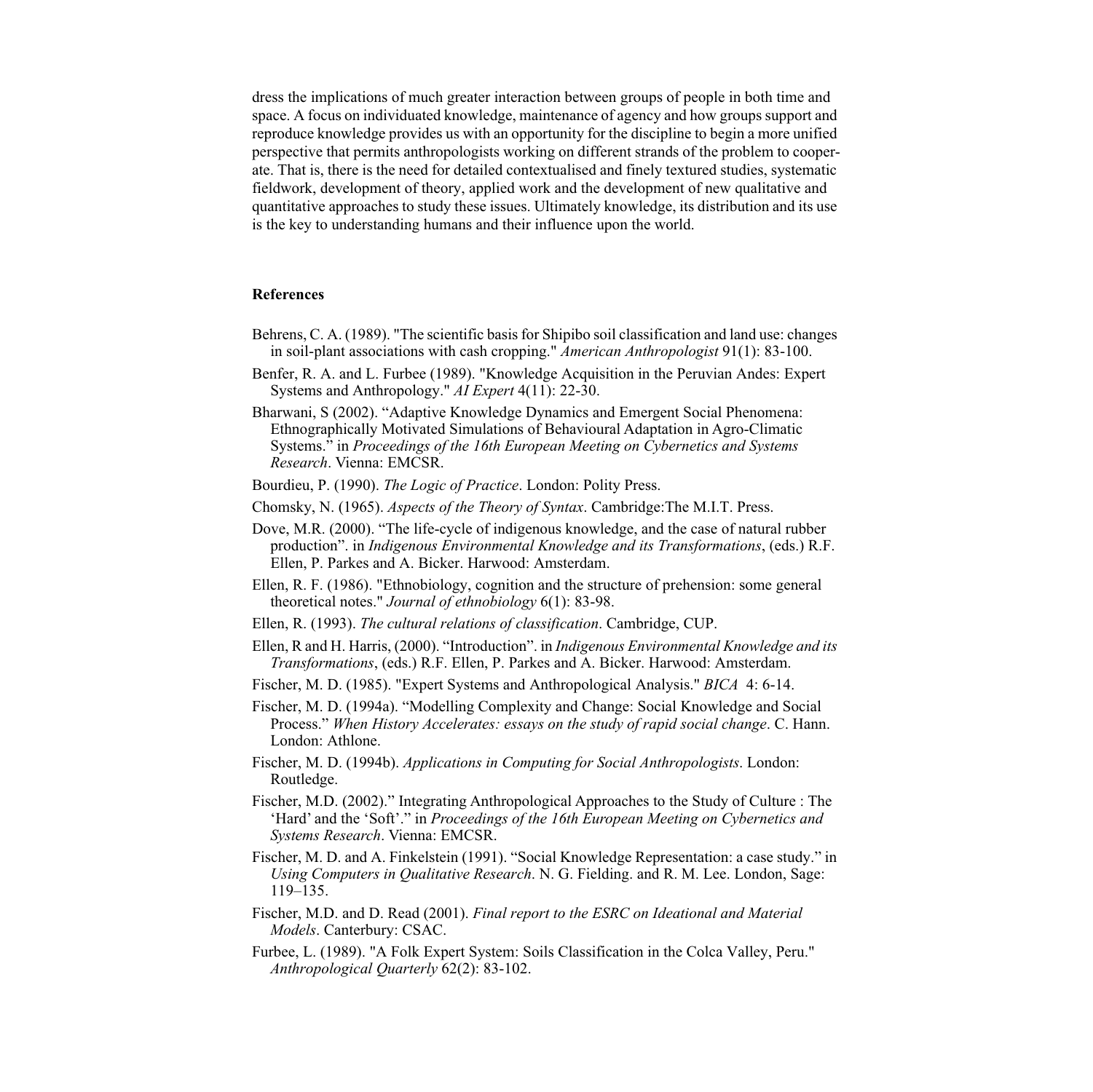dress the implications of much greater interaction between groups of people in both time and space. A focus on individuated knowledge, maintenance of agency and how groups support and reproduce knowledge provides us with an opportunity for the discipline to begin a more unified perspective that permits anthropologists working on different strands of the problem to cooperate. That is, there is the need for detailed contextualised and finely textured studies, systematic fieldwork, development of theory, applied work and the development of new qualitative and quantitative approaches to study these issues. Ultimately knowledge, its distribution and its use is the key to understanding humans and their influence upon the world.

**References**

Behrens, C. A. (1989). "The scientific basis for Shipibo soil classification and land use: changes in soil-plant associations with cash cropping." *American Anthropologist* 91(1): 83-100.

Benfer, R. A. and L. Furbee (1989). "Knowledge Acquisition in the Peruvian Andes: Expert Systems and Anthropology." *AI Expert* 4(11): 22-30.

Bharwani, S (2002). "Adaptive Knowledge Dynamics and Emergent Social Phenomena: Ethnographically Motivated Simulations of Behavioural Adaptation in Agro-Climatic Systems." in *Proceedings of the 16th European Meeting on Cybernetics and Systems Research*. Vienna: EMCSR.

Bourdieu, P. (1990). *The Logic of Practice*. London: Polity Press.

Chomsky, N. (1965). *Aspects of the Theory of Syntax*. Cambridge:The M.I.T. Press.

Dove, M.R. (2000). "The life-cycle of indigenous knowledge, and the case of natural rubber production". in *Indigenous Environmental Knowledge and its Transformations*, (eds.) R.F. Ellen, P. Parkes and A. Bicker. Harwood: Amsterdam.

Ellen, R. F. (1986). "Ethnobiology, cognition and the structure of prehension: some general theoretical notes." *Journal of ethnobiology* 6(1): 83-98.

Ellen, R. (1993). *The cultural relations of classification*. Cambridge, CUP.

Ellen, R and H. Harris, (2000). "Introduction". in *Indigenous Environmental Knowledge and its Transformations*, (eds.) R.F. Ellen, P. Parkes and A. Bicker. Harwood: Amsterdam.

Fischer, M. D. (1985). "Expert Systems and Anthropological Analysis." *BICA* 4: 6-14.

Fischer, M. D. (1994a). "Modelling Complexity and Change: Social Knowledge and Social Process." *When History Accelerates: essays on the study of rapid social change*. C. Hann. London: Athlone.

Fischer, M. D. (1994b). *Applications in Computing for Social Anthropologists*. London: Routledge.

Fischer, M.D. (2002)." Integrating Anthropological Approaches to the Study of Culture : The 'Hard' and the 'Soft'." in *Proceedings of the 16th European Meeting on Cybernetics and Systems Research*. Vienna: EMCSR.

Fischer, M. D. and A. Finkelstein (1991). "Social Knowledge Representation: a case study." in *Using Computers in Qualitative Research*. N. G. Fielding. and R. M. Lee. London, Sage: 119–135.

Fischer, M.D. and D. Read (2001). *Final report to the ESRC on Ideational and Material Models*. Canterbury: CSAC.

Furbee, L. (1989). "A Folk Expert System: Soils Classification in the Colca Valley, Peru." *Anthropological Quarterly* 62(2): 83-102.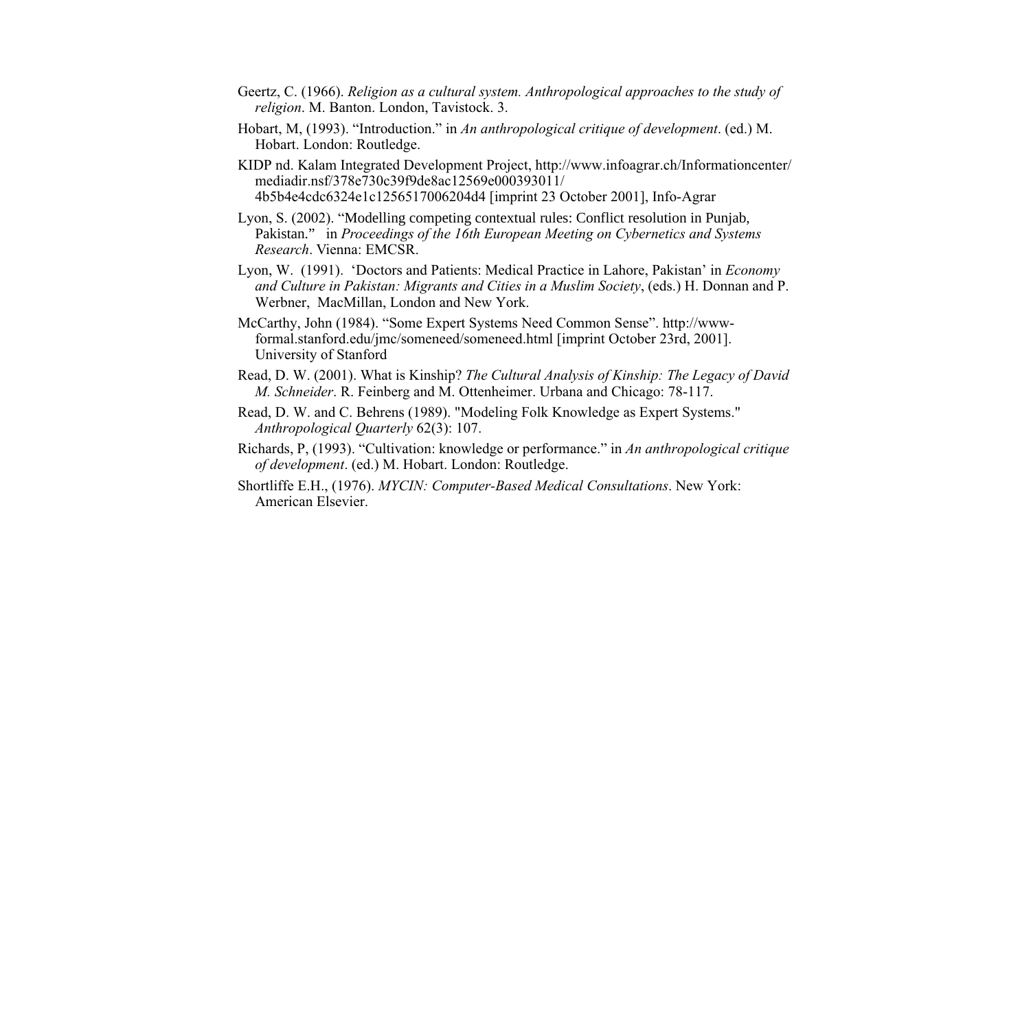Geertz, C. (1966). *Religion as a cultural system. Anthropological approaches to the study of religion*. M. Banton. London, Tavistock. 3.

Hobart, M, (1993). "Introduction." in *An anthropological critique of development*. (ed.) M. Hobart. London: Routledge.

KIDP nd. Kalam Integrated Development Project, http://www.infoagrar.ch/Informationcenter/mediadir.nsf/378e730c39f9de8ac12569e000393011/4b5b4e4cdc6324e1c1256517006204d4 [imprint 23 October 2001], Info-Agrar

Lyon, S. (2002). "Modelling competing contextual rules: Conflict resolution in Punjab, Pakistan." in *Proceedings of the 16th European Meeting on Cybernetics and Systems Research*. Vienna: EMCSR.

Lyon, W. (1991). 'Doctors and Patients: Medical Practice in Lahore, Pakistan' in *Economy and Culture in Pakistan: Migrants and Cities in a Muslim Society*, (eds.) H. Donnan and P. Werbner, MacMillan, London and New York.

McCarthy, John (1984). "Some Expert Systems Need Common Sense". http://www-formal.stanford.edu/jmc/someneed/someneed.html [imprint October 23rd, 2001]. University of Stanford

Read, D. W. (2001). What is Kinship? *The Cultural Analysis of Kinship: The Legacy of David M. Schneider*. R. Feinberg and M. Ottenheimer. Urbana and Chicago: 78-117.

Read, D. W. and C. Behrens (1989). "Modeling Folk Knowledge as Expert Systems." *Anthropological Quarterly* 62(3): 107.

Richards, P, (1993). "Cultivation: knowledge or performance." in *An anthropological critique of development*. (ed.) M. Hobart. London: Routledge.

Shortliffe E.H., (1976). *MYCIN: Computer-Based Medical Consultations*. New York: American Elsevier.